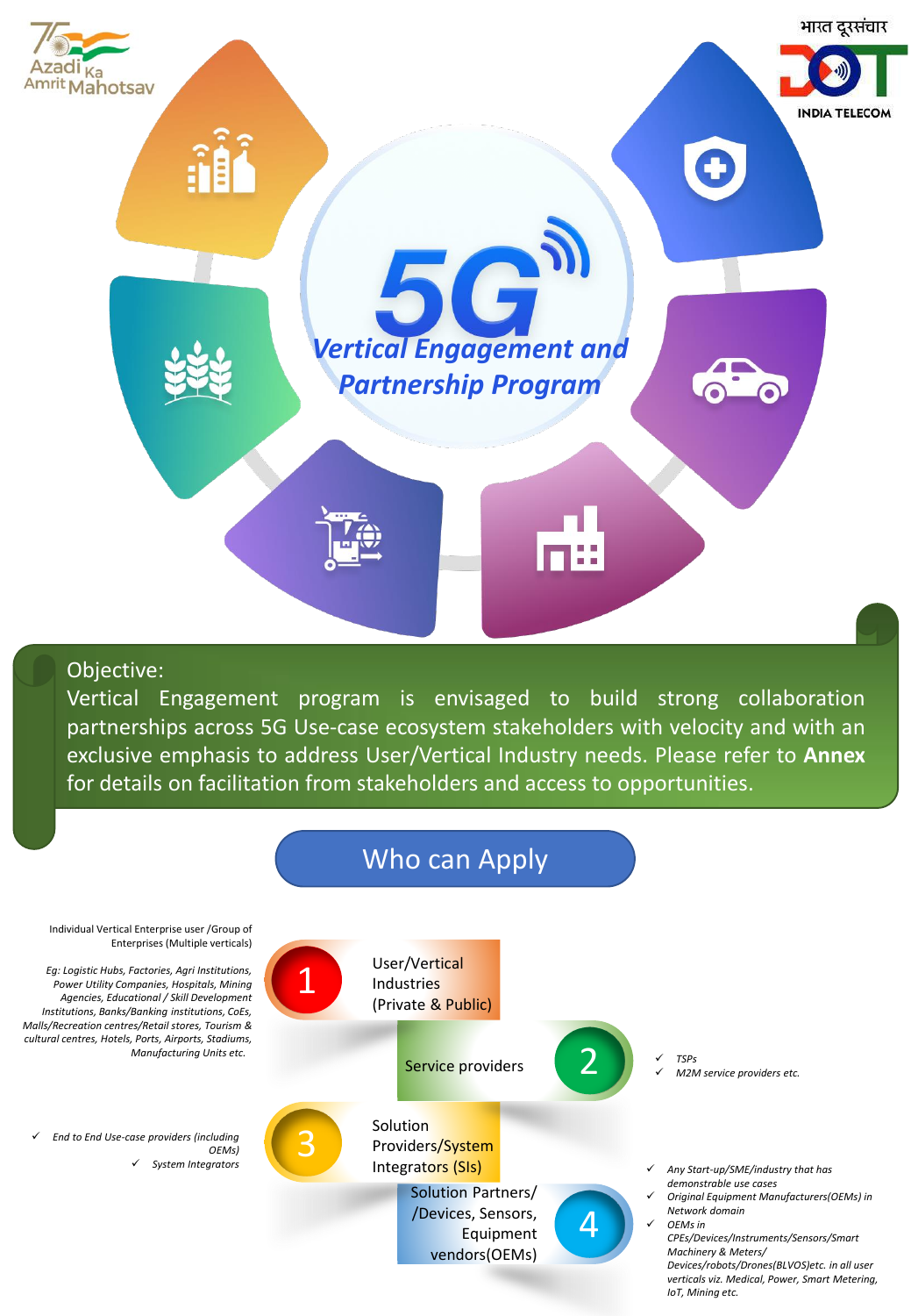भारत दूरसंचार

INDIA TELECOM

Azadi Ka Amrit Mahotsav

# 5G Vertical Engagement and Partnership Program

**Objective:**

Vertical Engagement program is envisaged to build strong collaboration partnerships across 5G Use-case ecosystem stakeholders with velocity and with an exclusive emphasis to address User/Vertical Industry needs. Please refer to **Annex** for details on facilitation from stakeholders and access to opportunities.

## Who can Apply

**1. User/Vertical Industries (Private & Public)**

Individual Vertical Enterprise user /Group of Enterprises (Multiple verticals)

*Eg: Logistic Hubs, Factories, Agri Institutions, Power Utility Companies, Hospitals, Mining Agencies, Educational / Skill Development Institutions, Banks/Banking institutions, CoEs, Malls/Recreation centres/Retail stores, Tourism & cultural centres, Hotels, Ports, Airports, Stadiums, Manufacturing Units etc.*

**2. Service providers**

- ✓ *TSPs*
- ✓ *M2M service providers etc.*

**3. Solution Providers/System Integrators (SIs)**

- ✓ *End to End Use-case providers (including OEMs)*
- ✓ *System Integrators*

**4. Solution Partners/ /Devices, Sensors, Equipment vendors(OEMs)**

- ✓ *Any Start-up/SME/industry that has demonstrable use cases*
- ✓ *Original Equipment Manufacturers(OEMs) in Network domain*
- ✓ *OEMs in CPEs/Devices/Instruments/Sensors/Smart Machinery & Meters/ Devices/robots/Drones(BLVOS)etc. in all user verticals viz. Medical, Power, Smart Metering, IoT, Mining etc.*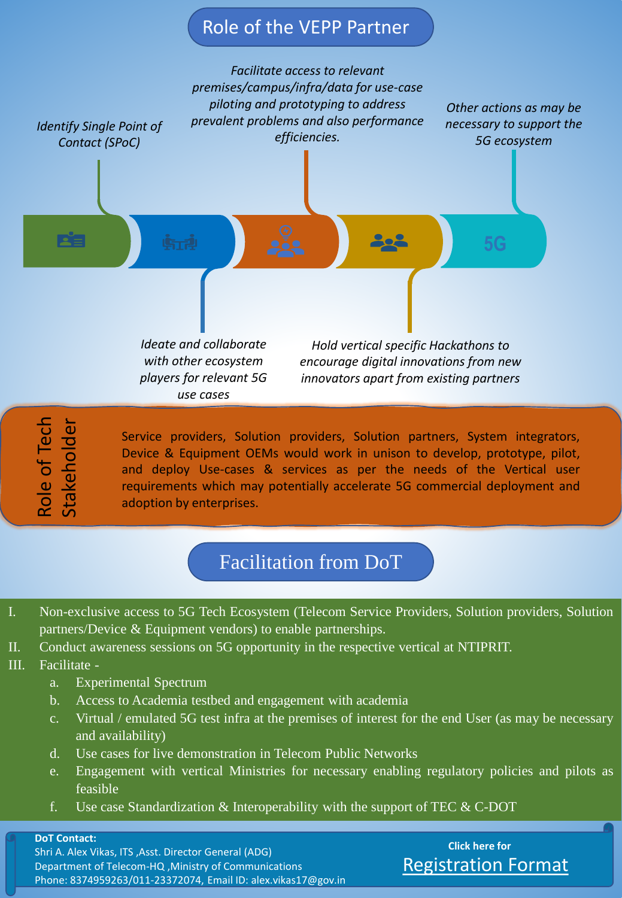## Role of the VEPP Partner

- *Identify Single Point of Contact (SPoC)*
- *Ideate and collaborate with other ecosystem players for relevant 5G use cases*
- *Facilitate access to relevant premises/campus/infra/data for use-case piloting and prototyping to address prevalent problems and also performance efficiencies.*
- *Hold vertical specific Hackathons to encourage digital innovations from new innovators apart from existing partners*
- *Other actions as may be necessary to support the 5G ecosystem*

## Role of Tech Stakeholder

Service providers, Solution providers, Solution partners, System integrators, Device & Equipment OEMs would work in unison to develop, prototype, pilot, and deploy Use-cases & services as per the needs of the Vertical user requirements which may potentially accelerate 5G commercial deployment and adoption by enterprises.

## Facilitation from DoT

I. Non-exclusive access to 5G Tech Ecosystem (Telecom Service Providers, Solution providers, Solution partners/Device & Equipment vendors) to enable partnerships.

II. Conduct awareness sessions on 5G opportunity in the respective vertical at NTIPRIT.

III. Facilitate -

   a. Experimental Spectrum
   
   b. Access to Academia testbed and engagement with academia
   
   c. Virtual / emulated 5G test infra at the premises of interest for the end User (as may be necessary and availability)
   
   d. Use cases for live demonstration in Telecom Public Networks
   
   e. Engagement with vertical Ministries for necessary enabling regulatory policies and pilots as feasible
   
   f. Use case Standardization & Interoperability with the support of TEC & C-DOT

**DoT Contact:**
Shri A. Alex Vikas, ITS ,Asst. Director General (ADG)
Department of Telecom-HQ ,Ministry of Communications
Phone: 8374959263/011-23372074, Email ID: alex.vikas17@gov.in

**Click here for**
Registration Format